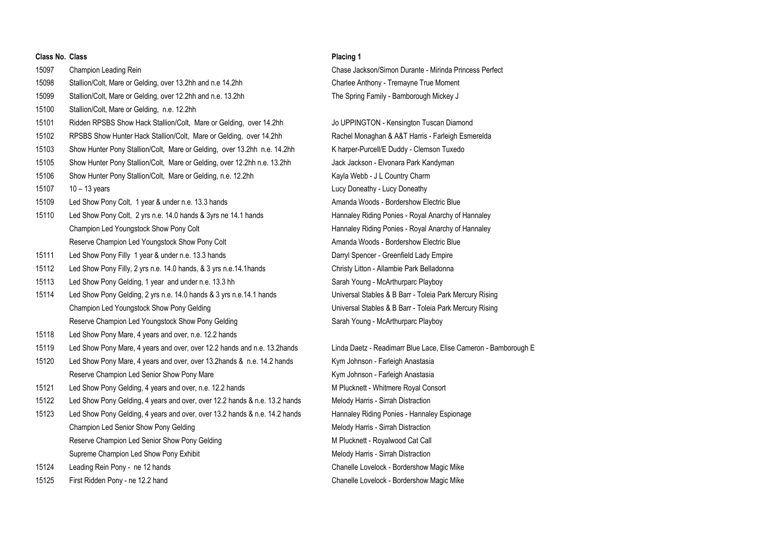| Class No. | Class | Placing 1 |
|---|---|---|
| 15097 | Champion Leading Rein | Chase Jackson/Simon Durante - Mirinda Princess Perfect |
| 15098 | Stallion/Colt, Mare or Gelding, over 13.2hh and n.e 14.2hh | Charlee Anthony - Tremayne True Moment |
| 15099 | Stallion/Colt, Mare or Gelding, over 12.2hh and n.e. 13.2hh | The Spring Family - Bamborough Mickey J |
| 15100 | Stallion/Colt, Mare or Gelding, n.e. 12.2hh | |
| 15101 | Ridden RPSBS Show Hack Stallion/Colt, Mare or Gelding, over 14.2hh | Jo UPPINGTON - Kensington Tuscan Diamond |
| 15102 | RPSBS Show Hunter Hack Stallion/Colt, Mare or Gelding, over 14.2hh | Rachel Monaghan & A&T Harris - Farleigh Esmerelda |
| 15103 | Show Hunter Pony Stallion/Colt, Mare or Gelding, over 13.2hh n.e. 14.2hh | K harper-Purcell/E Duddy - Clemson Tuxedo |
| 15105 | Show Hunter Pony Stallion/Colt, Mare or Gelding, over 12.2hh n.e. 13.2hh | Jack Jackson - Elvonara Park Kandyman |
| 15106 | Show Hunter Pony Stallion/Colt, Mare or Gelding, n.e. 12.2hh | Kayla Webb - J L Country Charm |
| 15107 | 10 – 13 years | Lucy Doneathy - Lucy Doneathy |
| 15109 | Led Show Pony Colt, 1 year & under n.e. 13.3 hands | Amanda Woods - Bordershow Electric Blue |
| 15110 | Led Show Pony Colt, 2 yrs n.e. 14.0 hands & 3yrs ne 14.1 hands | Hannaley Riding Ponies - Royal Anarchy of Hannaley |
| | Champion Led Youngstock Show Pony Colt | Hannaley Riding Ponies - Royal Anarchy of Hannaley |
| | Reserve Champion Led Youngstock Show Pony Colt | Amanda Woods - Bordershow Electric Blue |
| 15111 | Led Show Pony Filly 1 year & under n.e. 13.3 hands | Darryl Spencer - Greenfield Lady Empire |
| 15112 | Led Show Pony Filly, 2 yrs n.e. 14.0 hands, & 3 yrs n.e.14.1hands | Christy Litton - Allambie Park Belladonna |
| 15113 | Led Show Pony Gelding, 1 year and under n.e. 13.3 hh | Sarah Young - McArthurparc Playboy |
| 15114 | Led Show Pony Gelding, 2 yrs n.e. 14.0 hands & 3 yrs n.e.14.1 hands | Universal Stables & B Barr - Toleia Park Mercury Rising |
| | Champion Led Youngstock Show Pony Gelding | Universal Stables & B Barr - Toleia Park Mercury Rising |
| | Reserve Champion Led Youngstock Show Pony Gelding | Sarah Young - McArthurparc Playboy |
| 15118 | Led Show Pony Mare, 4 years and over, n.e. 12.2 hands | |
| 15119 | Led Show Pony Mare, 4 years and over, over 12.2 hands and n.e. 13.2hands | Linda Daetz - Readimarr Blue Lace, Elise Cameron - Bamborough E |
| 15120 | Led Show Pony Mare, 4 years and over, over 13.2hands & n.e. 14.2 hands | Kym Johnson - Farleigh Anastasia |
| | Reserve Champion Led Senior Show Pony Mare | Kym Johnson - Farleigh Anastasia |
| 15121 | Led Show Pony Gelding, 4 years and over, n.e. 12.2 hands | M Plucknett - Whitmere Royal Consort |
| 15122 | Led Show Pony Gelding, 4 years and over, over 12.2 hands & n.e. 13.2 hands | Melody Harris - Sirrah Distraction |
| 15123 | Led Show Pony Gelding, 4 years and over, over 13.2 hands & n.e. 14.2 hands | Hannaley Riding Ponies - Hannaley Espionage |
| | Champion Led Senior Show Pony Gelding | Melody Harris - Sirrah Distraction |
| | Reserve Champion Led Senior Show Pony Gelding | M Plucknett - Royalwood Cat Call |
| | Supreme Champion Led Show Pony Exhibit | Melody Harris - Sirrah Distraction |
| 15124 | Leading Rein Pony - ne 12 hands | Chanelle Lovelock - Bordershow Magic Mike |
| 15125 | First Ridden Pony - ne 12.2 hand | Chanelle Lovelock - Bordershow Magic Mike |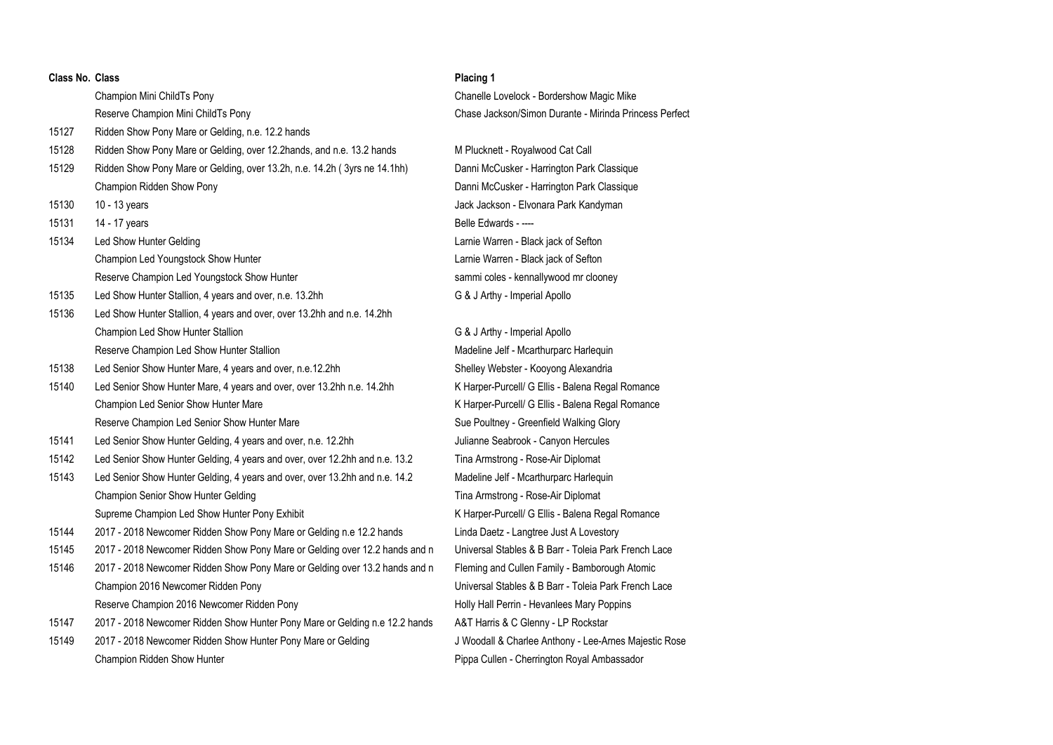| Class No. | Class | Placing 1 |
|---|---|---|
| | Champion Mini ChildTs Pony | Chanelle Lovelock - Bordershow Magic Mike |
| | Reserve Champion Mini ChildTs Pony | Chase Jackson/Simon Durante - Mirinda Princess Perfect |
| 15127 | Ridden Show Pony Mare or Gelding, n.e. 12.2 hands | |
| 15128 | Ridden Show Pony Mare or Gelding, over 12.2hands, and n.e. 13.2 hands | M Plucknett - Royalwood Cat Call |
| 15129 | Ridden Show Pony Mare or Gelding, over 13.2h, n.e. 14.2h ( 3yrs ne 14.1hh) | Danni McCusker - Harrington Park Classique |
| | Champion Ridden Show Pony | Danni McCusker - Harrington Park Classique |
| 15130 | 10 - 13 years | Jack Jackson - Elvonara Park Kandyman |
| 15131 | 14 - 17 years | Belle Edwards - ---- |
| 15134 | Led Show Hunter Gelding | Larnie Warren - Black jack of Sefton |
| | Champion Led Youngstock Show Hunter | Larnie Warren - Black jack of Sefton |
| | Reserve Champion Led Youngstock Show Hunter | sammi coles - kennallywood mr clooney |
| 15135 | Led Show Hunter Stallion, 4 years and over, n.e. 13.2hh | G & J Arthy - Imperial Apollo |
| 15136 | Led Show Hunter Stallion, 4 years and over, over 13.2hh and n.e. 14.2hh | |
| | Champion Led Show Hunter Stallion | G & J Arthy - Imperial Apollo |
| | Reserve Champion Led Show Hunter Stallion | Madeline Jelf - Mcarthurparc Harlequin |
| 15138 | Led Senior Show Hunter Mare, 4 years and over, n.e.12.2hh | Shelley Webster - Kooyong Alexandria |
| 15140 | Led Senior Show Hunter Mare, 4 years and over, over 13.2hh n.e. 14.2hh | K Harper-Purcell/ G Ellis - Balena Regal Romance |
| | Champion Led Senior Show Hunter Mare | K Harper-Purcell/ G Ellis - Balena Regal Romance |
| | Reserve Champion Led Senior Show Hunter Mare | Sue Poultney - Greenfield Walking Glory |
| 15141 | Led Senior Show Hunter Gelding, 4 years and over, n.e. 12.2hh | Julianne Seabrook - Canyon Hercules |
| 15142 | Led Senior Show Hunter Gelding, 4 years and over, over 12.2hh and n.e. 13.2 | Tina Armstrong - Rose-Air Diplomat |
| 15143 | Led Senior Show Hunter Gelding, 4 years and over, over 13.2hh and n.e. 14.2 | Madeline Jelf - Mcarthurparc Harlequin |
| | Champion Senior Show Hunter Gelding | Tina Armstrong - Rose-Air Diplomat |
| | Supreme Champion Led Show Hunter Pony Exhibit | K Harper-Purcell/ G Ellis - Balena Regal Romance |
| 15144 | 2017 - 2018 Newcomer Ridden Show Pony Mare or Gelding n.e 12.2 hands | Linda Daetz - Langtree Just A Lovestory |
| 15145 | 2017 - 2018 Newcomer Ridden Show Pony Mare or Gelding over 12.2 hands and n | Universal Stables & B Barr - Toleia Park French Lace |
| 15146 | 2017 - 2018 Newcomer Ridden Show Pony Mare or Gelding over 13.2 hands and n | Fleming and Cullen Family - Bamborough Atomic |
| | Champion 2016 Newcomer Ridden Pony | Universal Stables & B Barr - Toleia Park French Lace |
| | Reserve Champion 2016 Newcomer Ridden Pony | Holly Hall Perrin - Hevanlees Mary Poppins |
| 15147 | 2017 - 2018 Newcomer Ridden Show Hunter Pony Mare or Gelding n.e 12.2 hands | A&T Harris & C Glenny - LP Rockstar |
| 15149 | 2017 - 2018 Newcomer Ridden Show Hunter Pony Mare or Gelding | J Woodall & Charlee Anthony - Lee-Arnes Majestic Rose |
| | Champion Ridden Show Hunter | Pippa Cullen - Cherrington Royal Ambassador |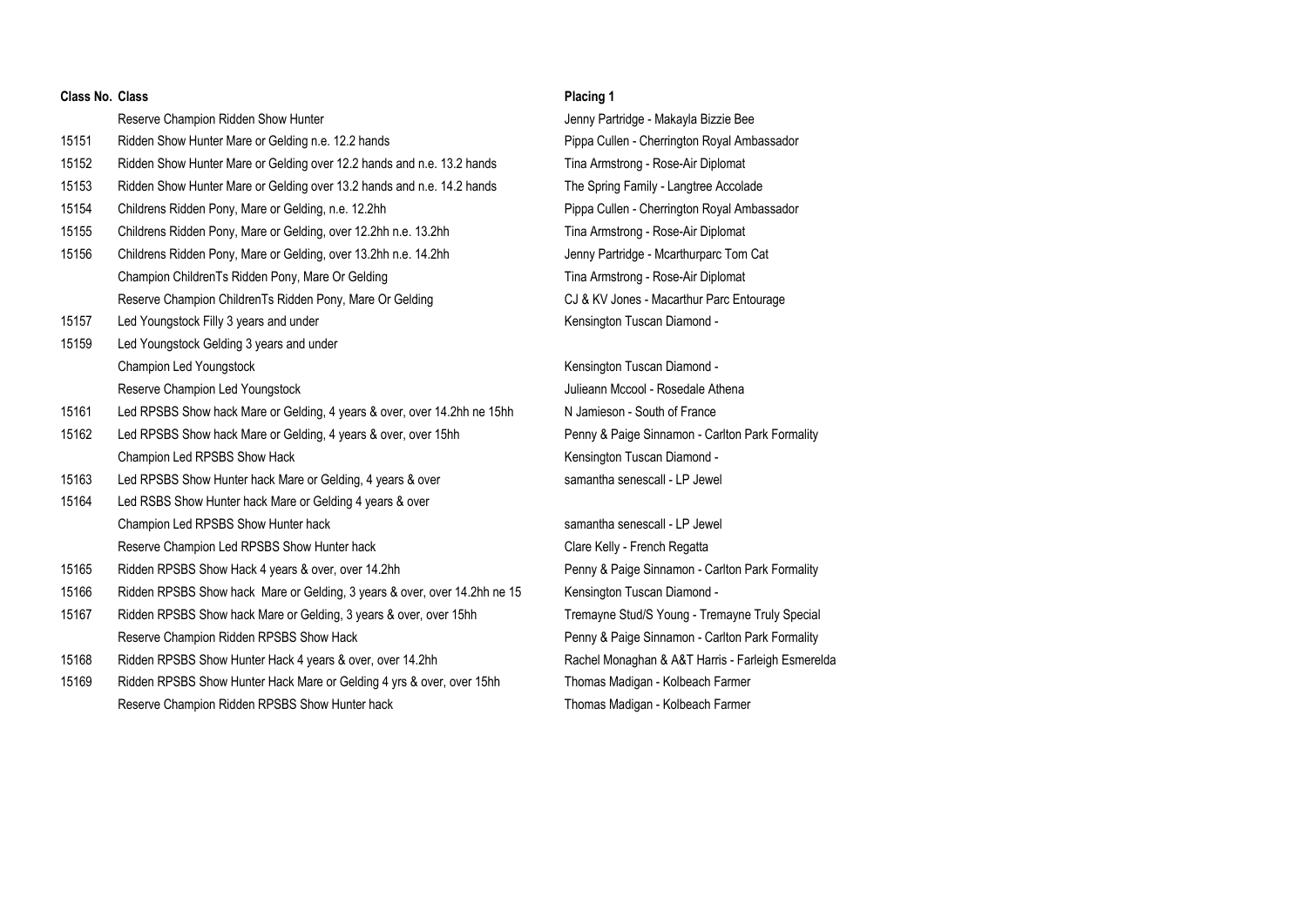| Class No. | Class | Placing 1 |
|---|---|---|
| | Reserve Champion Ridden Show Hunter | Jenny Partridge - Makayla Bizzie Bee |
| 15151 | Ridden Show Hunter Mare or Gelding n.e. 12.2 hands | Pippa Cullen - Cherrington Royal Ambassador |
| 15152 | Ridden Show Hunter Mare or Gelding over 12.2 hands and n.e. 13.2 hands | Tina Armstrong - Rose-Air Diplomat |
| 15153 | Ridden Show Hunter Mare or Gelding over 13.2 hands and n.e. 14.2 hands | The Spring Family - Langtree Accolade |
| 15154 | Childrens Ridden Pony, Mare or Gelding, n.e. 12.2hh | Pippa Cullen - Cherrington Royal Ambassador |
| 15155 | Childrens Ridden Pony, Mare or Gelding, over 12.2hh n.e. 13.2hh | Tina Armstrong - Rose-Air Diplomat |
| 15156 | Childrens Ridden Pony, Mare or Gelding, over 13.2hh n.e. 14.2hh | Jenny Partridge - Mcarthurparc Tom Cat |
| | Champion ChildrenTs Ridden Pony, Mare Or Gelding | Tina Armstrong - Rose-Air Diplomat |
| | Reserve Champion ChildrenTs Ridden Pony, Mare Or Gelding | CJ & KV Jones - Macarthur Parc Entourage |
| 15157 | Led Youngstock Filly 3 years and under | Kensington Tuscan Diamond - |
| 15159 | Led Youngstock Gelding 3 years and under | |
| | Champion Led Youngstock | Kensington Tuscan Diamond - |
| | Reserve Champion Led Youngstock | Julieann Mccool - Rosedale Athena |
| 15161 | Led RPSBS Show hack Mare or Gelding, 4 years & over, over 14.2hh ne 15hh | N Jamieson - South of France |
| 15162 | Led RPSBS Show hack Mare or Gelding, 4 years & over, over 15hh | Penny & Paige Sinnamon - Carlton Park Formality |
| | Champion Led RPSBS Show Hack | Kensington Tuscan Diamond - |
| 15163 | Led RPSBS Show Hunter hack Mare or Gelding, 4 years & over | samantha senescall - LP Jewel |
| 15164 | Led RSBS Show Hunter hack Mare or Gelding 4 years & over | |
| | Champion Led RPSBS Show Hunter hack | samantha senescall - LP Jewel |
| | Reserve Champion Led RPSBS Show Hunter hack | Clare Kelly - French Regatta |
| 15165 | Ridden RPSBS Show Hack 4 years & over, over 14.2hh | Penny & Paige Sinnamon - Carlton Park Formality |
| 15166 | Ridden RPSBS Show hack Mare or Gelding, 3 years & over, over 14.2hh ne 15 | Kensington Tuscan Diamond - |
| 15167 | Ridden RPSBS Show hack Mare or Gelding, 3 years & over, over 15hh | Tremayne Stud/S Young - Tremayne Truly Special |
| | Reserve Champion Ridden RPSBS Show Hack | Penny & Paige Sinnamon - Carlton Park Formality |
| 15168 | Ridden RPSBS Show Hunter Hack 4 years & over, over 14.2hh | Rachel Monaghan & A&T Harris - Farleigh Esmerelda |
| 15169 | Ridden RPSBS Show Hunter Hack Mare or Gelding 4 yrs & over, over 15hh | Thomas Madigan - Kolbeach Farmer |
| | Reserve Champion Ridden RPSBS Show Hunter hack | Thomas Madigan - Kolbeach Farmer |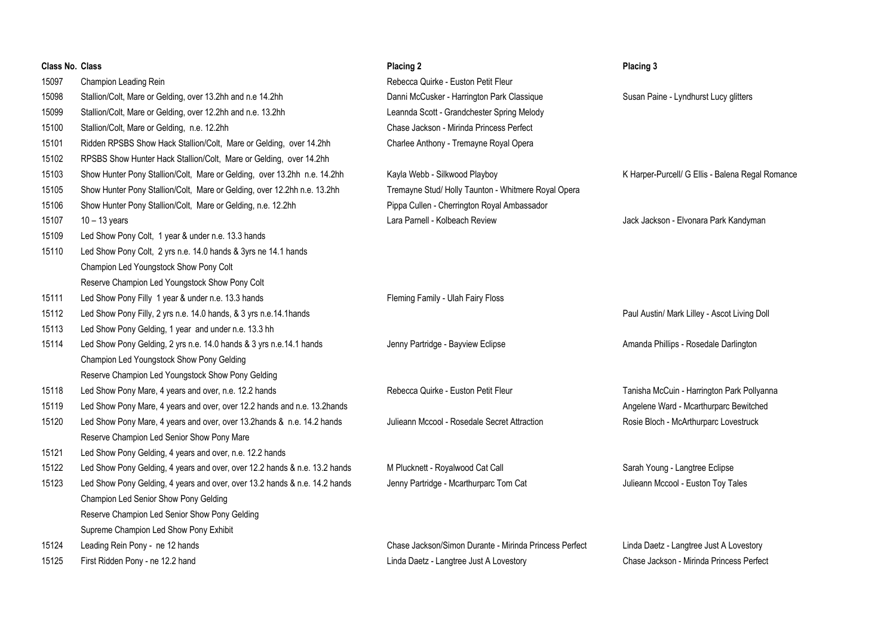| Class No. | Class | Placing 2 | Placing 3 |
|---|---|---|---|
| 15097 | Champion Leading Rein | Rebecca Quirke - Euston Petit Fleur | |
| 15098 | Stallion/Colt, Mare or Gelding, over 13.2hh and n.e 14.2hh | Danni McCusker - Harrington Park Classique | Susan Paine - Lyndhurst Lucy glitters |
| 15099 | Stallion/Colt, Mare or Gelding, over 12.2hh and n.e. 13.2hh | Leannda Scott - Grandchester Spring Melody | |
| 15100 | Stallion/Colt, Mare or Gelding, n.e. 12.2hh | Chase Jackson - Mirinda Princess Perfect | |
| 15101 | Ridden RPSBS Show Hack Stallion/Colt, Mare or Gelding, over 14.2hh | Charlee Anthony - Tremayne Royal Opera | |
| 15102 | RPSBS Show Hunter Hack Stallion/Colt, Mare or Gelding, over 14.2hh | | |
| 15103 | Show Hunter Pony Stallion/Colt, Mare or Gelding, over 13.2hh n.e. 14.2hh | Kayla Webb - Silkwood Playboy | K Harper-Purcell/ G Ellis - Balena Regal Romance |
| 15105 | Show Hunter Pony Stallion/Colt, Mare or Gelding, over 12.2hh n.e. 13.2hh | Tremayne Stud/ Holly Taunton - Whitmere Royal Opera | |
| 15106 | Show Hunter Pony Stallion/Colt, Mare or Gelding, n.e. 12.2hh | Pippa Cullen - Cherrington Royal Ambassador | |
| 15107 | 10 – 13 years | Lara Parnell - Kolbeach Review | Jack Jackson - Elvonara Park Kandyman |
| 15109 | Led Show Pony Colt, 1 year & under n.e. 13.3 hands | | |
| 15110 | Led Show Pony Colt, 2 yrs n.e. 14.0 hands & 3yrs ne 14.1 hands | | |
| | Champion Led Youngstock Show Pony Colt | | |
| | Reserve Champion Led Youngstock Show Pony Colt | | |
| 15111 | Led Show Pony Filly 1 year & under n.e. 13.3 hands | Fleming Family - Ulah Fairy Floss | |
| 15112 | Led Show Pony Filly, 2 yrs n.e. 14.0 hands, & 3 yrs n.e.14.1hands | | Paul Austin/ Mark Lilley - Ascot Living Doll |
| 15113 | Led Show Pony Gelding, 1 year and under n.e. 13.3 hh | | |
| 15114 | Led Show Pony Gelding, 2 yrs n.e. 14.0 hands & 3 yrs n.e.14.1 hands | Jenny Partridge - Bayview Eclipse | Amanda Phillips - Rosedale Darlington |
| | Champion Led Youngstock Show Pony Gelding | | |
| | Reserve Champion Led Youngstock Show Pony Gelding | | |
| 15118 | Led Show Pony Mare, 4 years and over, n.e. 12.2 hands | Rebecca Quirke - Euston Petit Fleur | Tanisha McCuin - Harrington Park Pollyanna |
| 15119 | Led Show Pony Mare, 4 years and over, over 12.2 hands and n.e. 13.2hands | | Angelene Ward - Mcarthurparc Bewitched |
| 15120 | Led Show Pony Mare, 4 years and over, over 13.2hands & n.e. 14.2 hands | Julieann Mccool - Rosedale Secret Attraction | Rosie Bloch - McArthurparc Lovestruck |
| | Reserve Champion Led Senior Show Pony Mare | | |
| 15121 | Led Show Pony Gelding, 4 years and over, n.e. 12.2 hands | | |
| 15122 | Led Show Pony Gelding, 4 years and over, over 12.2 hands & n.e. 13.2 hands | M Plucknett - Royalwood Cat Call | Sarah Young - Langtree Eclipse |
| 15123 | Led Show Pony Gelding, 4 years and over, over 13.2 hands & n.e. 14.2 hands | Jenny Partridge - Mcarthurparc Tom Cat | Julieann Mccool - Euston Toy Tales |
| | Champion Led Senior Show Pony Gelding | | |
| | Reserve Champion Led Senior Show Pony Gelding | | |
| | Supreme Champion Led Show Pony Exhibit | | |
| 15124 | Leading Rein Pony - ne 12 hands | Chase Jackson/Simon Durante - Mirinda Princess Perfect | Linda Daetz - Langtree Just A Lovestory |
| 15125 | First Ridden Pony - ne 12.2 hand | Linda Daetz - Langtree Just A Lovestory | Chase Jackson - Mirinda Princess Perfect |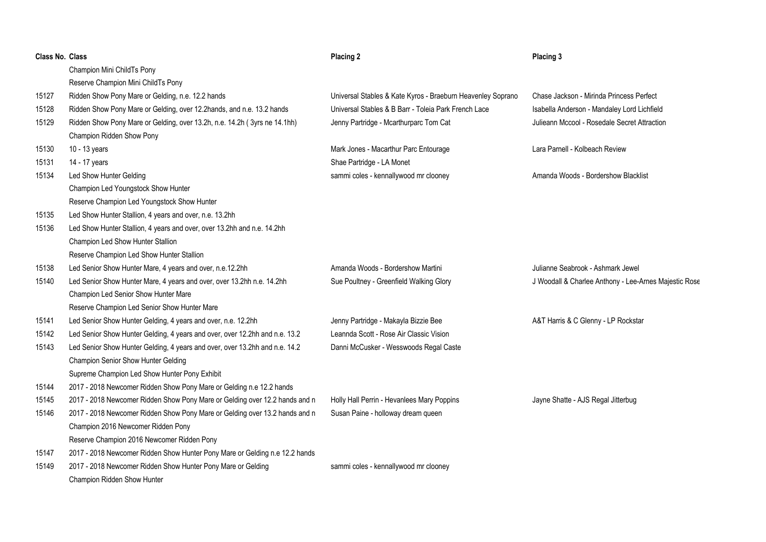| Class No. | Class | Placing 2 | Placing 3 |
| --- | --- | --- | --- |
| | Champion Mini ChildTs Pony | | |
| | Reserve Champion Mini ChildTs Pony | | |
| 15127 | Ridden Show Pony Mare or Gelding, n.e. 12.2 hands | Universal Stables & Kate Kyros - Braeburn Heavenley Soprano | Chase Jackson - Mirinda Princess Perfect |
| 15128 | Ridden Show Pony Mare or Gelding, over 12.2hands, and n.e. 13.2 hands | Universal Stables & B Barr - Toleia Park French Lace | Isabella Anderson - Mandaley Lord Lichfield |
| 15129 | Ridden Show Pony Mare or Gelding, over 13.2h, n.e. 14.2h ( 3yrs ne 14.1hh) | Jenny Partridge - Mcarthurparc Tom Cat | Julieann Mccool - Rosedale Secret Attraction |
| | Champion Ridden Show Pony | | |
| 15130 | 10 - 13 years | Mark Jones - Macarthur Parc Entourage | Lara Parnell - Kolbeach Review |
| 15131 | 14 - 17 years | Shae Partridge - LA Monet | |
| 15134 | Led Show Hunter Gelding | sammi coles - kennallywood mr clooney | Amanda Woods - Bordershow Blacklist |
| | Champion Led Youngstock Show Hunter | | |
| | Reserve Champion Led Youngstock Show Hunter | | |
| 15135 | Led Show Hunter Stallion, 4 years and over, n.e. 13.2hh | | |
| 15136 | Led Show Hunter Stallion, 4 years and over, over 13.2hh and n.e. 14.2hh | | |
| | Champion Led Show Hunter Stallion | | |
| | Reserve Champion Led Show Hunter Stallion | | |
| 15138 | Led Senior Show Hunter Mare, 4 years and over, n.e.12.2hh | Amanda Woods - Bordershow Martini | Julianne Seabrook - Ashmark Jewel |
| 15140 | Led Senior Show Hunter Mare, 4 years and over, over 13.2hh n.e. 14.2hh | Sue Poultney - Greenfield Walking Glory | J Woodall & Charlee Anthony - Lee-Arnes Majestic Rose |
| | Champion Led Senior Show Hunter Mare | | |
| | Reserve Champion Led Senior Show Hunter Mare | | |
| 15141 | Led Senior Show Hunter Gelding, 4 years and over, n.e. 12.2hh | Jenny Partridge - Makayla Bizzie Bee | A&T Harris & C Glenny - LP Rockstar |
| 15142 | Led Senior Show Hunter Gelding, 4 years and over, over 12.2hh and n.e. 13.2 | Leannda Scott - Rose Air Classic Vision | |
| 15143 | Led Senior Show Hunter Gelding, 4 years and over, over 13.2hh and n.e. 14.2 | Danni McCusker - Wesswoods Regal Caste | |
| | Champion Senior Show Hunter Gelding | | |
| | Supreme Champion Led Show Hunter Pony Exhibit | | |
| 15144 | 2017 - 2018 Newcomer Ridden Show Pony Mare or Gelding n.e 12.2 hands | | |
| 15145 | 2017 - 2018 Newcomer Ridden Show Pony Mare or Gelding over 12.2 hands and n | Holly Hall Perrin - Hevanlees Mary Poppins | Jayne Shatte - AJS Regal Jitterbug |
| 15146 | 2017 - 2018 Newcomer Ridden Show Pony Mare or Gelding over 13.2 hands and n | Susan Paine - holloway dream queen | |
| | Champion 2016 Newcomer Ridden Pony | | |
| | Reserve Champion 2016 Newcomer Ridden Pony | | |
| 15147 | 2017 - 2018 Newcomer Ridden Show Hunter Pony Mare or Gelding n.e 12.2 hands | | |
| 15149 | 2017 - 2018 Newcomer Ridden Show Hunter Pony Mare or Gelding | sammi coles - kennallywood mr clooney | |
| | Champion Ridden Show Hunter | | |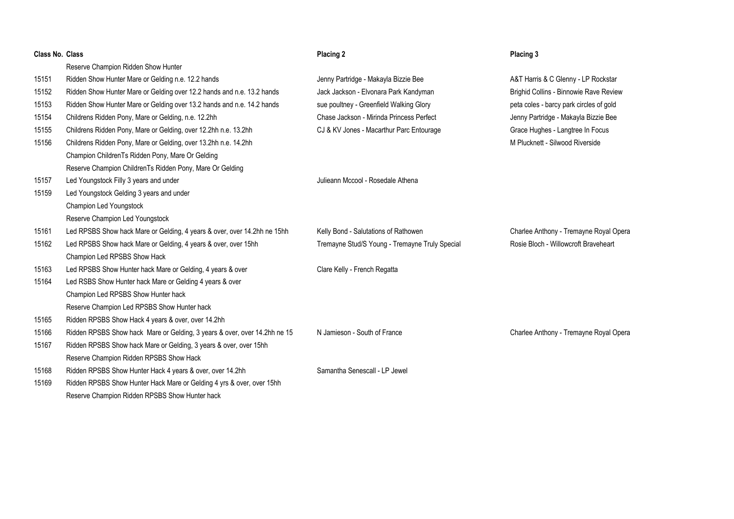| Class No. | Class | Placing 2 | Placing 3 |
|---|---|---|---|
| | Reserve Champion Ridden Show Hunter | | |
| 15151 | Ridden Show Hunter Mare or Gelding n.e. 12.2 hands | Jenny Partridge - Makayla Bizzie Bee | A&T Harris & C Glenny - LP Rockstar |
| 15152 | Ridden Show Hunter Mare or Gelding over 12.2 hands and n.e. 13.2 hands | Jack Jackson - Elvonara Park Kandyman | Brighid Collins - Binnowie Rave Review |
| 15153 | Ridden Show Hunter Mare or Gelding over 13.2 hands and n.e. 14.2 hands | sue poultney - Greenfield Walking Glory | peta coles - barcy park circles of gold |
| 15154 | Childrens Ridden Pony, Mare or Gelding, n.e. 12.2hh | Chase Jackson - Mirinda Princess Perfect | Jenny Partridge - Makayla Bizzie Bee |
| 15155 | Childrens Ridden Pony, Mare or Gelding, over 12.2hh n.e. 13.2hh | CJ & KV Jones - Macarthur Parc Entourage | Grace Hughes - Langtree In Focus |
| 15156 | Childrens Ridden Pony, Mare or Gelding, over 13.2hh n.e. 14.2hh | | M Plucknett - Silwood Riverside |
| | Champion ChildrenTs Ridden Pony, Mare Or Gelding | | |
| | Reserve Champion ChildrenTs Ridden Pony, Mare Or Gelding | | |
| 15157 | Led Youngstock Filly 3 years and under | Julieann Mccool - Rosedale Athena | |
| 15159 | Led Youngstock Gelding 3 years and under | | |
| | Champion Led Youngstock | | |
| | Reserve Champion Led Youngstock | | |
| 15161 | Led RPSBS Show hack Mare or Gelding, 4 years & over, over 14.2hh ne 15hh | Kelly Bond - Salutations of Rathowen | Charlee Anthony - Tremayne Royal Opera |
| 15162 | Led RPSBS Show hack Mare or Gelding, 4 years & over, over 15hh | Tremayne Stud/S Young - Tremayne Truly Special | Rosie Bloch - Willowcroft Braveheart |
| | Champion Led RPSBS Show Hack | | |
| 15163 | Led RPSBS Show Hunter hack Mare or Gelding, 4 years & over | Clare Kelly - French Regatta | |
| 15164 | Led RSBS Show Hunter hack Mare or Gelding 4 years & over | | |
| | Champion Led RPSBS Show Hunter hack | | |
| | Reserve Champion Led RPSBS Show Hunter hack | | |
| 15165 | Ridden RPSBS Show Hack 4 years & over, over 14.2hh | | |
| 15166 | Ridden RPSBS Show hack Mare or Gelding, 3 years & over, over 14.2hh ne 15 | N Jamieson - South of France | Charlee Anthony - Tremayne Royal Opera |
| 15167 | Ridden RPSBS Show hack Mare or Gelding, 3 years & over, over 15hh | | |
| | Reserve Champion Ridden RPSBS Show Hack | | |
| 15168 | Ridden RPSBS Show Hunter Hack 4 years & over, over 14.2hh | Samantha Senescall - LP Jewel | |
| 15169 | Ridden RPSBS Show Hunter Hack Mare or Gelding 4 yrs & over, over 15hh | | |
| | Reserve Champion Ridden RPSBS Show Hunter hack | | |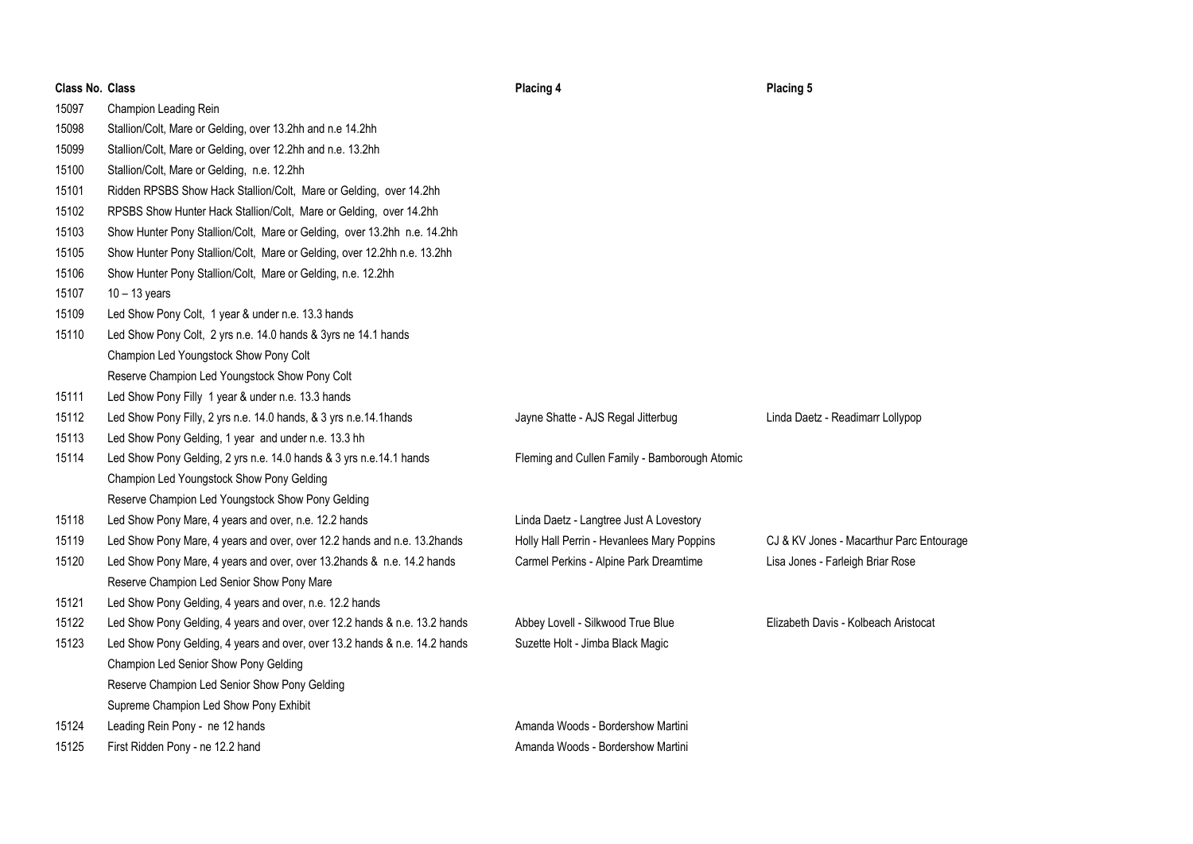| Class No. | Class | Placing 4 | Placing 5 |
|---|---|---|---|
| 15097 | Champion Leading Rein | | |
| 15098 | Stallion/Colt, Mare or Gelding, over 13.2hh and n.e 14.2hh | | |
| 15099 | Stallion/Colt, Mare or Gelding, over 12.2hh and n.e. 13.2hh | | |
| 15100 | Stallion/Colt, Mare or Gelding, n.e. 12.2hh | | |
| 15101 | Ridden RPSBS Show Hack Stallion/Colt, Mare or Gelding, over 14.2hh | | |
| 15102 | RPSBS Show Hunter Hack Stallion/Colt, Mare or Gelding, over 14.2hh | | |
| 15103 | Show Hunter Pony Stallion/Colt, Mare or Gelding, over 13.2hh n.e. 14.2hh | | |
| 15105 | Show Hunter Pony Stallion/Colt, Mare or Gelding, over 12.2hh n.e. 13.2hh | | |
| 15106 | Show Hunter Pony Stallion/Colt, Mare or Gelding, n.e. 12.2hh | | |
| 15107 | 10 – 13 years | | |
| 15109 | Led Show Pony Colt, 1 year & under n.e. 13.3 hands | | |
| 15110 | Led Show Pony Colt, 2 yrs n.e. 14.0 hands & 3yrs ne 14.1 hands | | |
| | Champion Led Youngstock Show Pony Colt | | |
| | Reserve Champion Led Youngstock Show Pony Colt | | |
| 15111 | Led Show Pony Filly 1 year & under n.e. 13.3 hands | | |
| 15112 | Led Show Pony Filly, 2 yrs n.e. 14.0 hands, & 3 yrs n.e.14.1hands | Jayne Shatte - AJS Regal Jitterbug | Linda Daetz - Readimarr Lollypop |
| 15113 | Led Show Pony Gelding, 1 year and under n.e. 13.3 hh | | |
| 15114 | Led Show Pony Gelding, 2 yrs n.e. 14.0 hands & 3 yrs n.e.14.1 hands | Fleming and Cullen Family - Bamborough Atomic | |
| | Champion Led Youngstock Show Pony Gelding | | |
| | Reserve Champion Led Youngstock Show Pony Gelding | | |
| 15118 | Led Show Pony Mare, 4 years and over, n.e. 12.2 hands | Linda Daetz - Langtree Just A Lovestory | |
| 15119 | Led Show Pony Mare, 4 years and over, over 12.2 hands and n.e. 13.2hands | Holly Hall Perrin - Hevanlees Mary Poppins | CJ & KV Jones - Macarthur Parc Entourage |
| 15120 | Led Show Pony Mare, 4 years and over, over 13.2hands & n.e. 14.2 hands | Carmel Perkins - Alpine Park Dreamtime | Lisa Jones - Farleigh Briar Rose |
| | Reserve Champion Led Senior Show Pony Mare | | |
| 15121 | Led Show Pony Gelding, 4 years and over, n.e. 12.2 hands | | |
| 15122 | Led Show Pony Gelding, 4 years and over, over 12.2 hands & n.e. 13.2 hands | Abbey Lovell - Silkwood True Blue | Elizabeth Davis - Kolbeach Aristocat |
| 15123 | Led Show Pony Gelding, 4 years and over, over 13.2 hands & n.e. 14.2 hands | Suzette Holt - Jimba Black Magic | |
| | Champion Led Senior Show Pony Gelding | | |
| | Reserve Champion Led Senior Show Pony Gelding | | |
| | Supreme Champion Led Show Pony Exhibit | | |
| 15124 | Leading Rein Pony - ne 12 hands | Amanda Woods - Bordershow Martini | |
| 15125 | First Ridden Pony - ne 12.2 hand | Amanda Woods - Bordershow Martini | |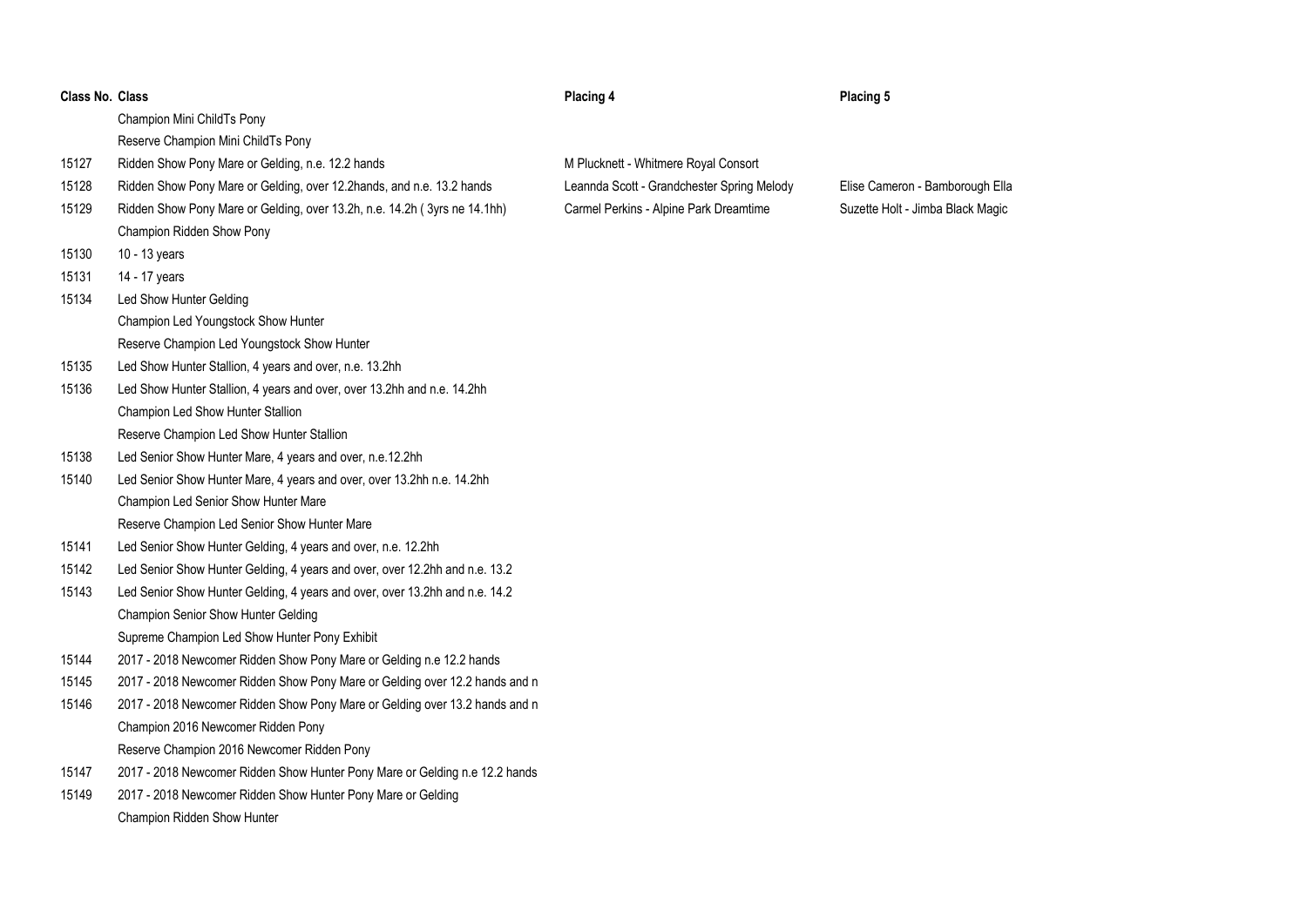| Class No. | Class | Placing 4 | Placing 5 |
|---|---|---|---|
| | Champion Mini ChildTs Pony | | |
| | Reserve Champion Mini ChildTs Pony | | |
| 15127 | Ridden Show Pony Mare or Gelding, n.e. 12.2 hands | M Plucknett - Whitmere Royal Consort | |
| 15128 | Ridden Show Pony Mare or Gelding, over 12.2hands, and n.e. 13.2 hands | Leannda Scott - Grandchester Spring Melody | Elise Cameron - Bamborough Ella |
| 15129 | Ridden Show Pony Mare or Gelding, over 13.2h, n.e. 14.2h ( 3yrs ne 14.1hh) | Carmel Perkins - Alpine Park Dreamtime | Suzette Holt - Jimba Black Magic |
| | Champion Ridden Show Pony | | |
| 15130 | 10 - 13 years | | |
| 15131 | 14 - 17 years | | |
| 15134 | Led Show Hunter Gelding | | |
| | Champion Led Youngstock Show Hunter | | |
| | Reserve Champion Led Youngstock Show Hunter | | |
| 15135 | Led Show Hunter Stallion, 4 years and over, n.e. 13.2hh | | |
| 15136 | Led Show Hunter Stallion, 4 years and over, over 13.2hh and n.e. 14.2hh | | |
| | Champion Led Show Hunter Stallion | | |
| | Reserve Champion Led Show Hunter Stallion | | |
| 15138 | Led Senior Show Hunter Mare, 4 years and over, n.e.12.2hh | | |
| 15140 | Led Senior Show Hunter Mare, 4 years and over, over 13.2hh n.e. 14.2hh | | |
| | Champion Led Senior Show Hunter Mare | | |
| | Reserve Champion Led Senior Show Hunter Mare | | |
| 15141 | Led Senior Show Hunter Gelding, 4 years and over, n.e. 12.2hh | | |
| 15142 | Led Senior Show Hunter Gelding, 4 years and over, over 12.2hh and n.e. 13.2 | | |
| 15143 | Led Senior Show Hunter Gelding, 4 years and over, over 13.2hh and n.e. 14.2 | | |
| | Champion Senior Show Hunter Gelding | | |
| | Supreme Champion Led Show Hunter Pony Exhibit | | |
| 15144 | 2017 - 2018 Newcomer Ridden Show Pony Mare or Gelding n.e 12.2 hands | | |
| 15145 | 2017 - 2018 Newcomer Ridden Show Pony Mare or Gelding over 12.2 hands and n | | |
| 15146 | 2017 - 2018 Newcomer Ridden Show Pony Mare or Gelding over 13.2 hands and n | | |
| | Champion 2016 Newcomer Ridden Pony | | |
| | Reserve Champion 2016 Newcomer Ridden Pony | | |
| 15147 | 2017 - 2018 Newcomer Ridden Show Hunter Pony Mare or Gelding n.e 12.2 hands | | |
| 15149 | 2017 - 2018 Newcomer Ridden Show Hunter Pony Mare or Gelding | | |
| | Champion Ridden Show Hunter | | |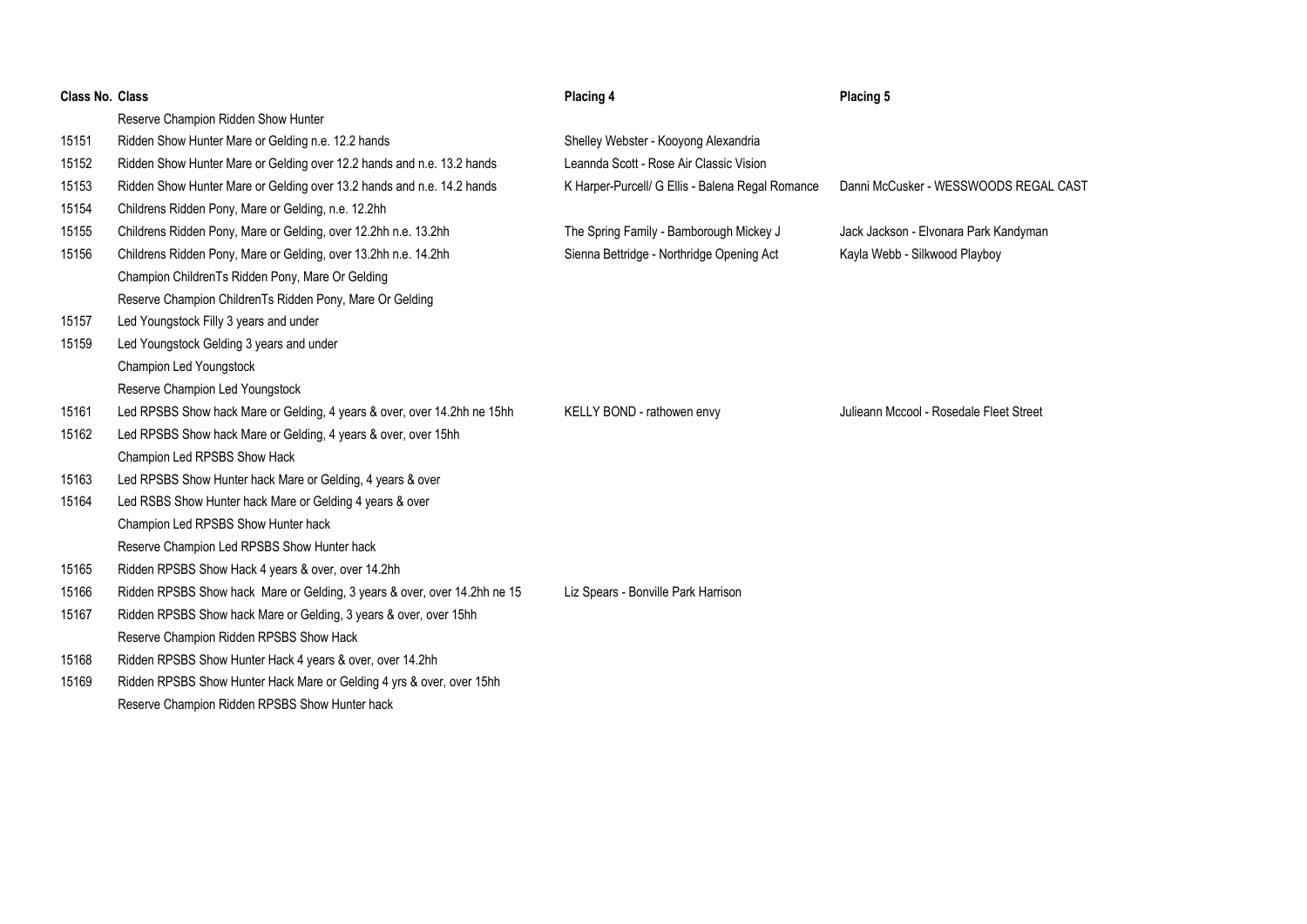| Class No. | Class | Placing 4 | Placing 5 |
|---|---|---|---|
| | Reserve Champion Ridden Show Hunter | | |
| 15151 | Ridden Show Hunter Mare or Gelding n.e. 12.2 hands | Shelley Webster - Kooyong Alexandria | |
| 15152 | Ridden Show Hunter Mare or Gelding over 12.2 hands and n.e. 13.2 hands | Leannda Scott - Rose Air Classic Vision | |
| 15153 | Ridden Show Hunter Mare or Gelding over 13.2 hands and n.e. 14.2 hands | K Harper-Purcell/ G Ellis - Balena Regal Romance | Danni McCusker - WESSWOODS REGAL CAST |
| 15154 | Childrens Ridden Pony, Mare or Gelding, n.e. 12.2hh | | |
| 15155 | Childrens Ridden Pony, Mare or Gelding, over 12.2hh n.e. 13.2hh | The Spring Family - Bamborough Mickey J | Jack Jackson - Elvonara Park Kandyman |
| 15156 | Childrens Ridden Pony, Mare or Gelding, over 13.2hh n.e. 14.2hh | Sienna Bettridge - Northridge Opening Act | Kayla Webb - Silkwood Playboy |
| | Champion ChildrenTs Ridden Pony, Mare Or Gelding | | |
| | Reserve Champion ChildrenTs Ridden Pony, Mare Or Gelding | | |
| 15157 | Led Youngstock Filly 3 years and under | | |
| 15159 | Led Youngstock Gelding 3 years and under | | |
| | Champion Led Youngstock | | |
| | Reserve Champion Led Youngstock | | |
| 15161 | Led RPSBS Show hack Mare or Gelding, 4 years & over, over 14.2hh ne 15hh | KELLY BOND - rathowen envy | Julieann Mccool - Rosedale Fleet Street |
| 15162 | Led RPSBS Show hack Mare or Gelding, 4 years & over, over 15hh | | |
| | Champion Led RPSBS Show Hack | | |
| 15163 | Led RPSBS Show Hunter hack Mare or Gelding, 4 years & over | | |
| 15164 | Led RSBS Show Hunter hack Mare or Gelding 4 years & over | | |
| | Champion Led RPSBS Show Hunter hack | | |
| | Reserve Champion Led RPSBS Show Hunter hack | | |
| 15165 | Ridden RPSBS Show Hack 4 years & over, over 14.2hh | | |
| 15166 | Ridden RPSBS Show hack Mare or Gelding, 3 years & over, over 14.2hh ne 15 | Liz Spears - Bonville Park Harrison | |
| 15167 | Ridden RPSBS Show hack Mare or Gelding, 3 years & over, over 15hh | | |
| | Reserve Champion Ridden RPSBS Show Hack | | |
| 15168 | Ridden RPSBS Show Hunter Hack 4 years & over, over 14.2hh | | |
| 15169 | Ridden RPSBS Show Hunter Hack Mare or Gelding 4 yrs & over, over 15hh | | |
| | Reserve Champion Ridden RPSBS Show Hunter hack | | |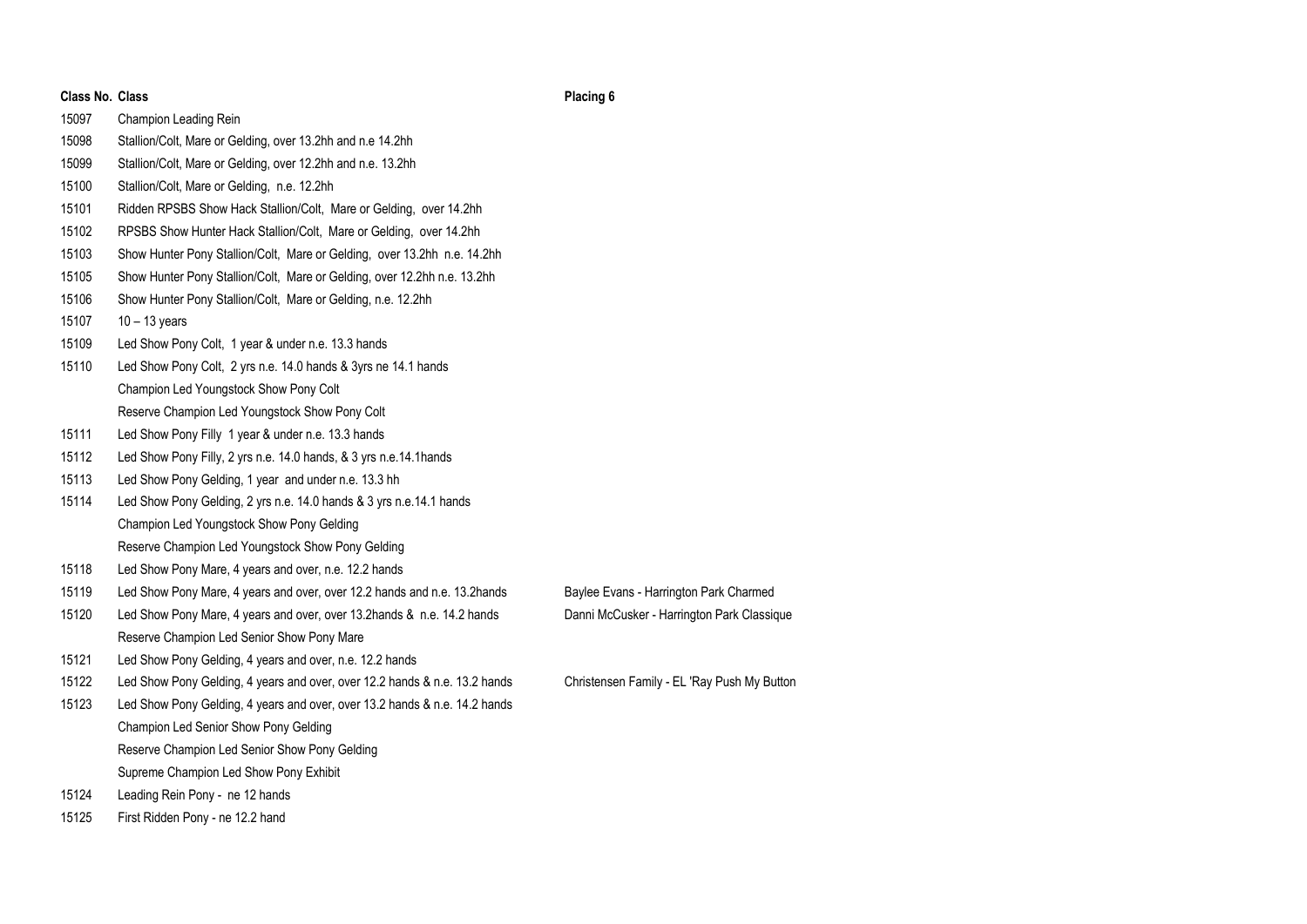| Class No. | Class | Placing 6 |
|---|---|---|
| 15097 | Champion Leading Rein | |
| 15098 | Stallion/Colt, Mare or Gelding, over 13.2hh and n.e 14.2hh | |
| 15099 | Stallion/Colt, Mare or Gelding, over 12.2hh and n.e. 13.2hh | |
| 15100 | Stallion/Colt, Mare or Gelding, n.e. 12.2hh | |
| 15101 | Ridden RPSBS Show Hack Stallion/Colt, Mare or Gelding, over 14.2hh | |
| 15102 | RPSBS Show Hunter Hack Stallion/Colt, Mare or Gelding, over 14.2hh | |
| 15103 | Show Hunter Pony Stallion/Colt, Mare or Gelding, over 13.2hh n.e. 14.2hh | |
| 15105 | Show Hunter Pony Stallion/Colt, Mare or Gelding, over 12.2hh n.e. 13.2hh | |
| 15106 | Show Hunter Pony Stallion/Colt, Mare or Gelding, n.e. 12.2hh | |
| 15107 | 10 – 13 years | |
| 15109 | Led Show Pony Colt, 1 year & under n.e. 13.3 hands | |
| 15110 | Led Show Pony Colt, 2 yrs n.e. 14.0 hands & 3yrs ne 14.1 hands | |
| | Champion Led Youngstock Show Pony Colt | |
| | Reserve Champion Led Youngstock Show Pony Colt | |
| 15111 | Led Show Pony Filly 1 year & under n.e. 13.3 hands | |
| 15112 | Led Show Pony Filly, 2 yrs n.e. 14.0 hands, & 3 yrs n.e.14.1hands | |
| 15113 | Led Show Pony Gelding, 1 year and under n.e. 13.3 hh | |
| 15114 | Led Show Pony Gelding, 2 yrs n.e. 14.0 hands & 3 yrs n.e.14.1 hands | |
| | Champion Led Youngstock Show Pony Gelding | |
| | Reserve Champion Led Youngstock Show Pony Gelding | |
| 15118 | Led Show Pony Mare, 4 years and over, n.e. 12.2 hands | |
| 15119 | Led Show Pony Mare, 4 years and over, over 12.2 hands and n.e. 13.2hands | Baylee Evans - Harrington Park Charmed |
| 15120 | Led Show Pony Mare, 4 years and over, over 13.2hands & n.e. 14.2 hands | Danni McCusker - Harrington Park Classique |
| | Reserve Champion Led Senior Show Pony Mare | |
| 15121 | Led Show Pony Gelding, 4 years and over, n.e. 12.2 hands | |
| 15122 | Led Show Pony Gelding, 4 years and over, over 12.2 hands & n.e. 13.2 hands | Christensen Family - EL 'Ray Push My Button |
| 15123 | Led Show Pony Gelding, 4 years and over, over 13.2 hands & n.e. 14.2 hands | |
| | Champion Led Senior Show Pony Gelding | |
| | Reserve Champion Led Senior Show Pony Gelding | |
| | Supreme Champion Led Show Pony Exhibit | |
| 15124 | Leading Rein Pony - ne 12 hands | |
| 15125 | First Ridden Pony - ne 12.2 hand | |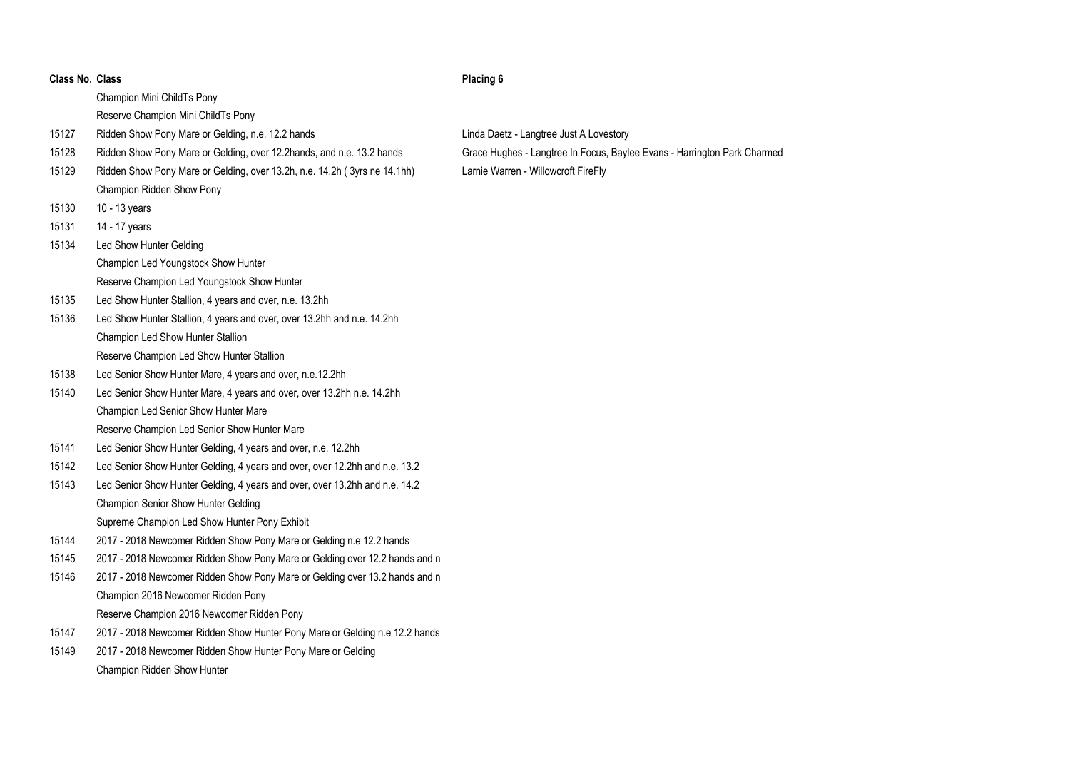| Class No. | Class | Placing 6 |
| --- | --- | --- |
| | Champion Mini ChildTs Pony | |
| | Reserve Champion Mini ChildTs Pony | |
| 15127 | Ridden Show Pony Mare or Gelding, n.e. 12.2 hands | Linda Daetz - Langtree Just A Lovestory |
| 15128 | Ridden Show Pony Mare or Gelding, over 12.2hands, and n.e. 13.2 hands | Grace Hughes - Langtree In Focus, Baylee Evans - Harrington Park Charmed |
| 15129 | Ridden Show Pony Mare or Gelding, over 13.2h, n.e. 14.2h ( 3yrs ne 14.1hh) | Larnie Warren - Willowcroft FireFly |
| | Champion Ridden Show Pony | |
| 15130 | 10 - 13 years | |
| 15131 | 14 - 17 years | |
| 15134 | Led Show Hunter Gelding | |
| | Champion Led Youngstock Show Hunter | |
| | Reserve Champion Led Youngstock Show Hunter | |
| 15135 | Led Show Hunter Stallion, 4 years and over, n.e. 13.2hh | |
| 15136 | Led Show Hunter Stallion, 4 years and over, over 13.2hh and n.e. 14.2hh | |
| | Champion Led Show Hunter Stallion | |
| | Reserve Champion Led Show Hunter Stallion | |
| 15138 | Led Senior Show Hunter Mare, 4 years and over, n.e.12.2hh | |
| 15140 | Led Senior Show Hunter Mare, 4 years and over, over 13.2hh n.e. 14.2hh | |
| | Champion Led Senior Show Hunter Mare | |
| | Reserve Champion Led Senior Show Hunter Mare | |
| 15141 | Led Senior Show Hunter Gelding, 4 years and over, n.e. 12.2hh | |
| 15142 | Led Senior Show Hunter Gelding, 4 years and over, over 12.2hh and n.e. 13.2 | |
| 15143 | Led Senior Show Hunter Gelding, 4 years and over, over 13.2hh and n.e. 14.2 | |
| | Champion Senior Show Hunter Gelding | |
| | Supreme Champion Led Show Hunter Pony Exhibit | |
| 15144 | 2017 - 2018 Newcomer Ridden Show Pony Mare or Gelding n.e 12.2 hands | |
| 15145 | 2017 - 2018 Newcomer Ridden Show Pony Mare or Gelding over 12.2 hands and n | |
| 15146 | 2017 - 2018 Newcomer Ridden Show Pony Mare or Gelding over 13.2 hands and n | |
| | Champion 2016 Newcomer Ridden Pony | |
| | Reserve Champion 2016 Newcomer Ridden Pony | |
| 15147 | 2017 - 2018 Newcomer Ridden Show Hunter Pony Mare or Gelding n.e 12.2 hands | |
| 15149 | 2017 - 2018 Newcomer Ridden Show Hunter Pony Mare or Gelding | |
| | Champion Ridden Show Hunter | |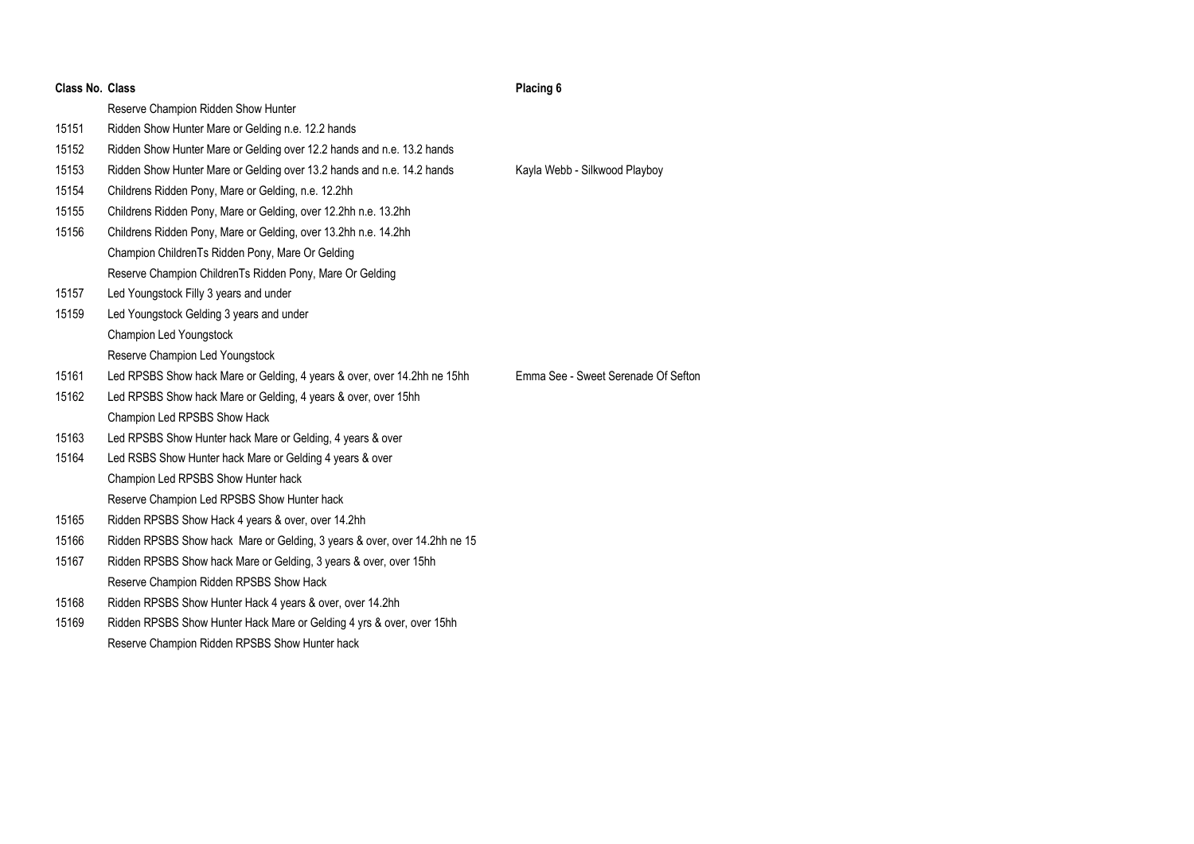| Class No. | Class | Placing 6 |
|---|---|---|
| | Reserve Champion Ridden Show Hunter | |
| 15151 | Ridden Show Hunter Mare or Gelding n.e. 12.2 hands | |
| 15152 | Ridden Show Hunter Mare or Gelding over 12.2 hands and n.e. 13.2 hands | |
| 15153 | Ridden Show Hunter Mare or Gelding over 13.2 hands and n.e. 14.2 hands | Kayla Webb - Silkwood Playboy |
| 15154 | Childrens Ridden Pony, Mare or Gelding, n.e. 12.2hh | |
| 15155 | Childrens Ridden Pony, Mare or Gelding, over 12.2hh n.e. 13.2hh | |
| 15156 | Childrens Ridden Pony, Mare or Gelding, over 13.2hh n.e. 14.2hh | |
| | Champion ChildrenTs Ridden Pony, Mare Or Gelding | |
| | Reserve Champion ChildrenTs Ridden Pony, Mare Or Gelding | |
| 15157 | Led Youngstock Filly 3 years and under | |
| 15159 | Led Youngstock Gelding 3 years and under | |
| | Champion Led Youngstock | |
| | Reserve Champion Led Youngstock | |
| 15161 | Led RPSBS Show hack Mare or Gelding, 4 years & over, over 14.2hh ne 15hh | Emma See - Sweet Serenade Of Sefton |
| 15162 | Led RPSBS Show hack Mare or Gelding, 4 years & over, over 15hh | |
| | Champion Led RPSBS Show Hack | |
| 15163 | Led RPSBS Show Hunter hack Mare or Gelding, 4 years & over | |
| 15164 | Led RSBS Show Hunter hack Mare or Gelding 4 years & over | |
| | Champion Led RPSBS Show Hunter hack | |
| | Reserve Champion Led RPSBS Show Hunter hack | |
| 15165 | Ridden RPSBS Show Hack 4 years & over, over 14.2hh | |
| 15166 | Ridden RPSBS Show hack Mare or Gelding, 3 years & over, over 14.2hh ne 15 | |
| 15167 | Ridden RPSBS Show hack Mare or Gelding, 3 years & over, over 15hh | |
| | Reserve Champion Ridden RPSBS Show Hack | |
| 15168 | Ridden RPSBS Show Hunter Hack 4 years & over, over 14.2hh | |
| 15169 | Ridden RPSBS Show Hunter Hack Mare or Gelding 4 yrs & over, over 15hh | |
| | Reserve Champion Ridden RPSBS Show Hunter hack | |